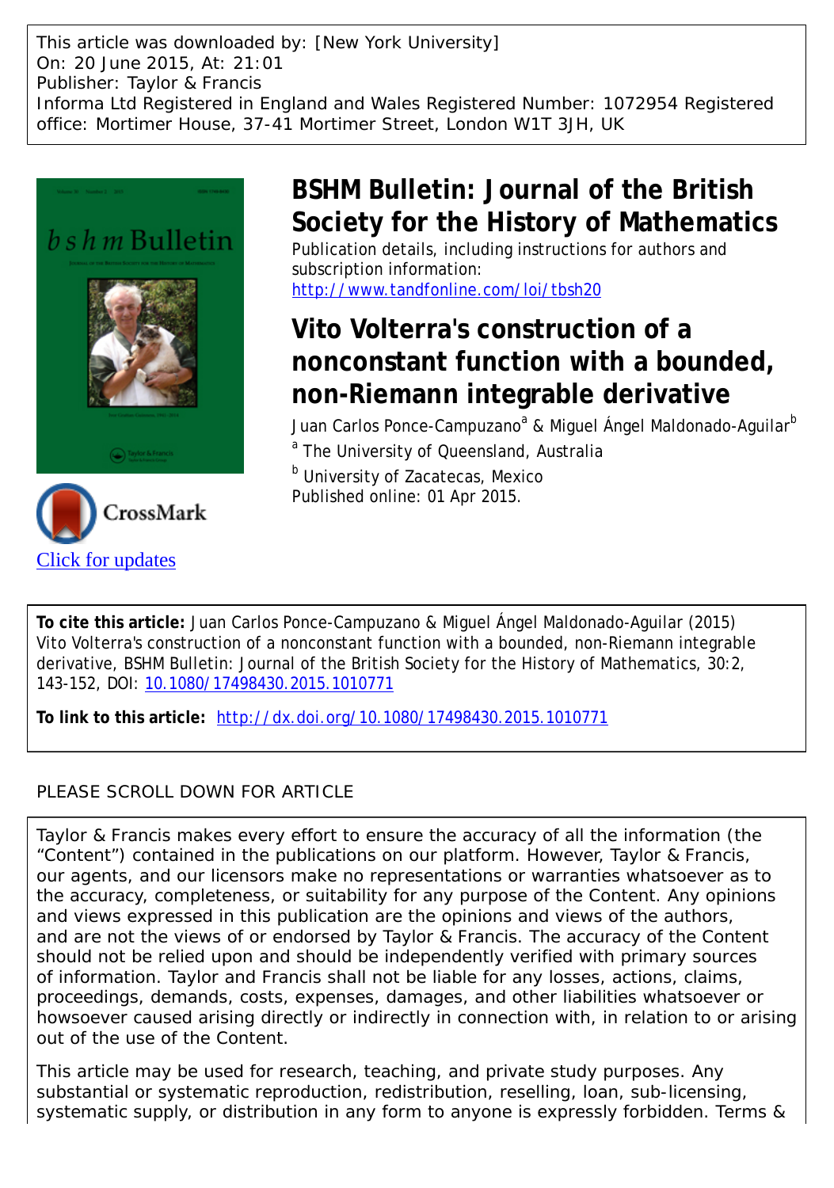This article was downloaded by: [New York University]
On: 20 June 2015, At: 21:01
Publisher: Taylor & Francis
Informa Ltd Registered in England and Wales Registered Number: 1072954 Registered office: Mortimer House, 37-41 Mortimer Street, London W1T 3JH, UK

# BSHM Bulletin: Journal of the British Society for the History of Mathematics

Publication details, including instructions for authors and subscription information:
http://www.tandfonline.com/loi/tbsh20

# Vito Volterra's construction of a nonconstant function with a bounded, non-Riemann integrable derivative

Juan Carlos Ponce-Campuzano[a] & Miguel Ángel Maldonado-Aguilar[b]

[a] The University of Queensland, Australia

[b] University of Zacatecas, Mexico

Published online: 01 Apr 2015.

Click for updates

**To cite this article:** Juan Carlos Ponce-Campuzano & Miguel Ángel Maldonado-Aguilar (2015) Vito Volterra's construction of a nonconstant function with a bounded, non-Riemann integrable derivative, BSHM Bulletin: Journal of the British Society for the History of Mathematics, 30:2, 143-152, DOI: 10.1080/17498430.2015.1010771

**To link to this article:** http://dx.doi.org/10.1080/17498430.2015.1010771

PLEASE SCROLL DOWN FOR ARTICLE

Taylor & Francis makes every effort to ensure the accuracy of all the information (the "Content") contained in the publications on our platform. However, Taylor & Francis, our agents, and our licensors make no representations or warranties whatsoever as to the accuracy, completeness, or suitability for any purpose of the Content. Any opinions and views expressed in this publication are the opinions and views of the authors, and are not the views of or endorsed by Taylor & Francis. The accuracy of the Content should not be relied upon and should be independently verified with primary sources of information. Taylor and Francis shall not be liable for any losses, actions, claims, proceedings, demands, costs, expenses, damages, and other liabilities whatsoever or howsoever caused arising directly or indirectly in connection with, in relation to or arising out of the use of the Content.

This article may be used for research, teaching, and private study purposes. Any substantial or systematic reproduction, redistribution, reselling, loan, sub-licensing, systematic supply, or distribution in any form to anyone is expressly forbidden. Terms &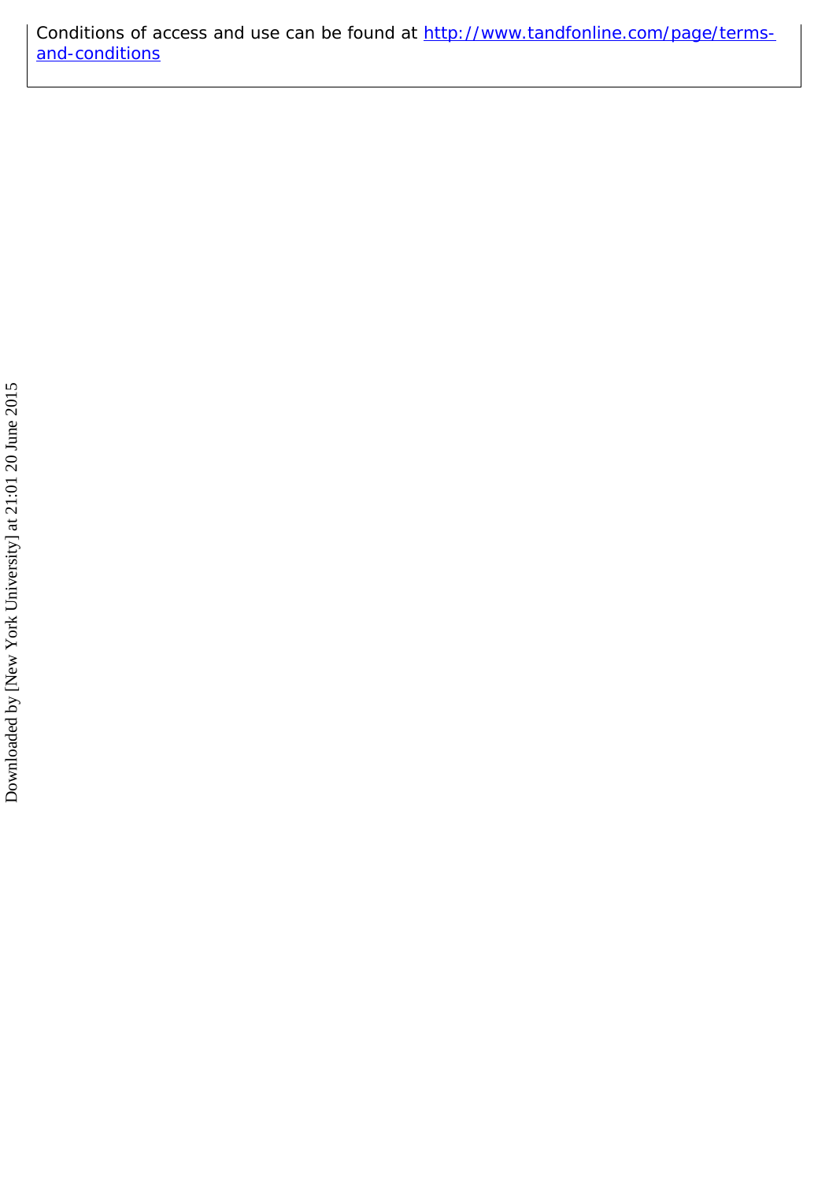Conditions of access and use can be found at [http://www.tandfonline.com/page/terms-and-conditions](http://www.tandfonline.com/page/terms-and-conditions)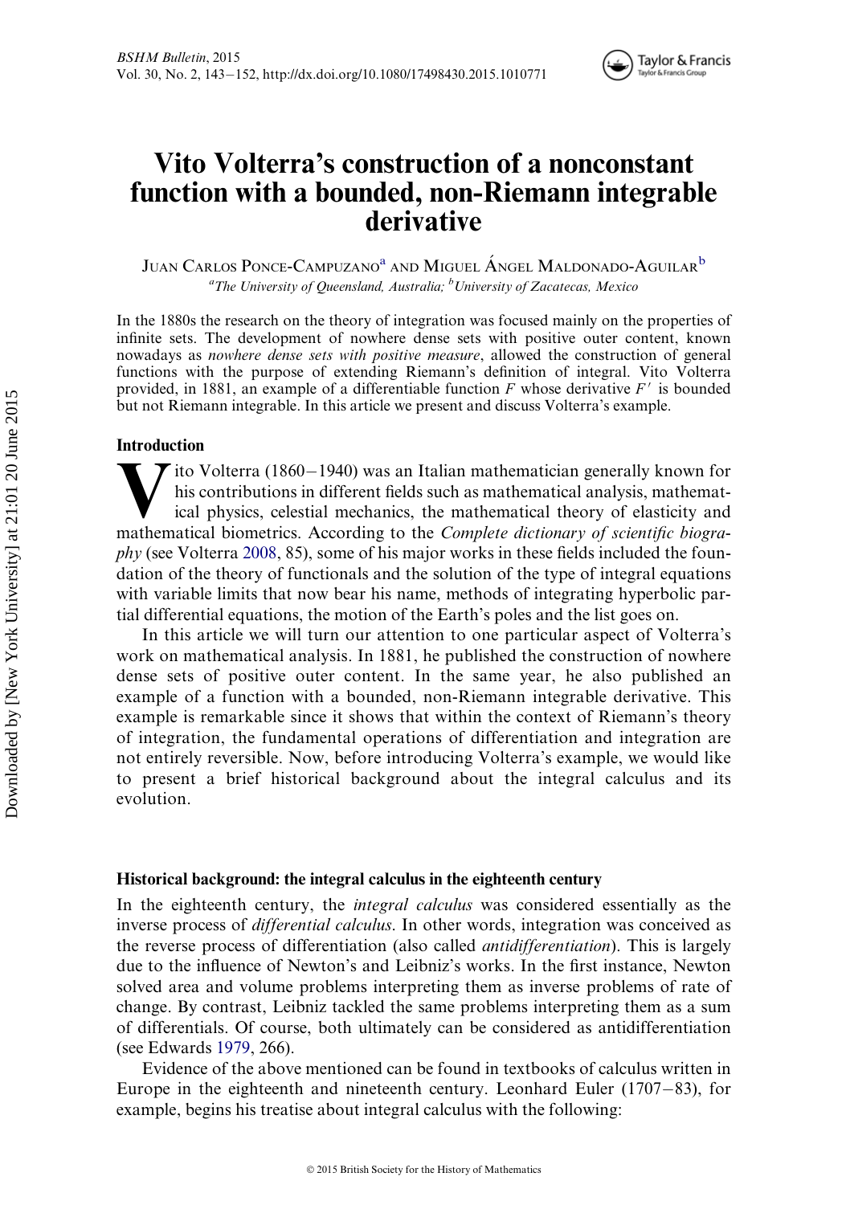# Vito Volterra's construction of a nonconstant function with a bounded, non-Riemann integrable derivative

Juan Carlos Ponce-Campuzano[a] and Miguel Ángel Maldonado-Aguilar[b]

[a]The University of Queensland, Australia; [b]University of Zacatecas, Mexico

In the 1880s the research on the theory of integration was focused mainly on the properties of infinite sets. The development of nowhere dense sets with positive outer content, known nowadays as *nowhere dense sets with positive measure*, allowed the construction of general functions with the purpose of extending Riemann's definition of integral. Vito Volterra provided, in 1881, an example of a differentiable function $F$ whose derivative $F'$ is bounded but not Riemann integrable. In this article we present and discuss Volterra's example.

## Introduction

Vito Volterra (1860–1940) was an Italian mathematician generally known for his contributions in different fields such as mathematical analysis, mathematical physics, celestial mechanics, the mathematical theory of elasticity and mathematical biometrics. According to the *Complete dictionary of scientific biography* (see Volterra 2008, 85), some of his major works in these fields included the foundation of the theory of functionals and the solution of the type of integral equations with variable limits that now bear his name, methods of integrating hyperbolic partial differential equations, the motion of the Earth's poles and the list goes on.

In this article we will turn our attention to one particular aspect of Volterra's work on mathematical analysis. In 1881, he published the construction of nowhere dense sets of positive outer content. In the same year, he also published an example of a function with a bounded, non-Riemann integrable derivative. This example is remarkable since it shows that within the context of Riemann's theory of integration, the fundamental operations of differentiation and integration are not entirely reversible. Now, before introducing Volterra's example, we would like to present a brief historical background about the integral calculus and its evolution.

## Historical background: the integral calculus in the eighteenth century

In the eighteenth century, the *integral calculus* was considered essentially as the inverse process of *differential calculus*. In other words, integration was conceived as the reverse process of differentiation (also called *antidifferentiation*). This is largely due to the influence of Newton's and Leibniz's works. In the first instance, Newton solved area and volume problems interpreting them as inverse problems of rate of change. By contrast, Leibniz tackled the same problems interpreting them as a sum of differentials. Of course, both ultimately can be considered as antidifferentiation (see Edwards 1979, 266).

Evidence of the above mentioned can be found in textbooks of calculus written in Europe in the eighteenth and nineteenth century. Leonhard Euler (1707–83), for example, begins his treatise about integral calculus with the following: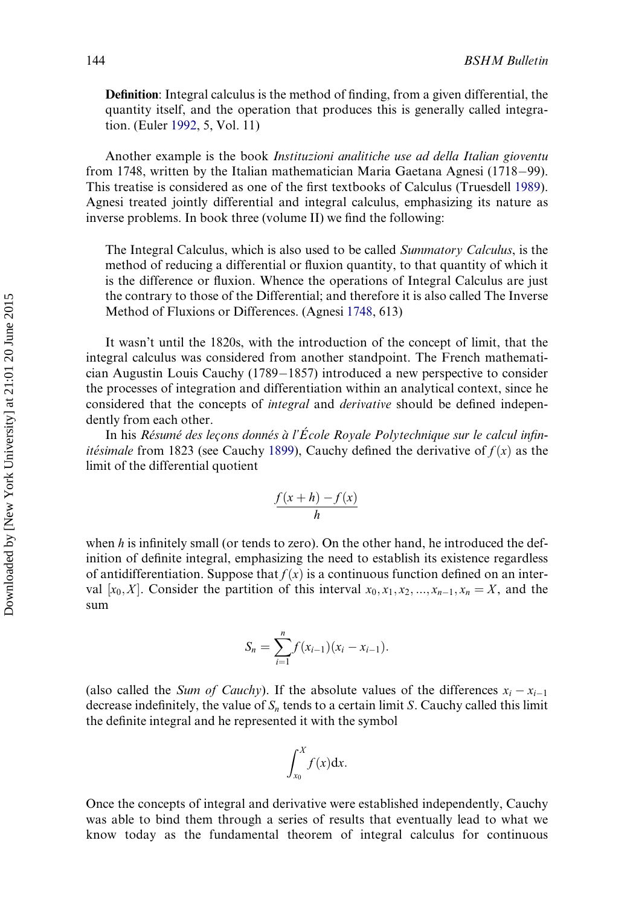**Definition**: Integral calculus is the method of finding, from a given differential, the quantity itself, and the operation that produces this is generally called integration. (Euler 1992, 5, Vol. 11)

Another example is the book *Instituzioni analitiche use ad della Italian gioventu* from 1748, written by the Italian mathematician Maria Gaetana Agnesi (1718−99). This treatise is considered as one of the first textbooks of Calculus (Truesdell 1989). Agnesi treated jointly differential and integral calculus, emphasizing its nature as inverse problems. In book three (volume II) we find the following:

> The Integral Calculus, which is also used to be called *Summatory Calculus*, is the method of reducing a differential or fluxion quantity, to that quantity of which it is the difference or fluxion. Whence the operations of Integral Calculus are just the contrary to those of the Differential; and therefore it is also called The Inverse Method of Fluxions or Differences. (Agnesi 1748, 613)

It wasn't until the 1820s, with the introduction of the concept of limit, that the integral calculus was considered from another standpoint. The French mathematician Augustin Louis Cauchy (1789−1857) introduced a new perspective to consider the processes of integration and differentiation within an analytical context, since he considered that the concepts of *integral* and *derivative* should be defined independently from each other.

In his *Résumé des leçons donnés à l'École Royale Polytechnique sur le calcul infinitésimale* from 1823 (see Cauchy 1899), Cauchy defined the derivative of $f(x)$ as the limit of the differential quotient

$$\frac{f(x+h)-f(x)}{h}$$

when $h$ is infinitely small (or tends to zero). On the other hand, he introduced the definition of definite integral, emphasizing the need to establish its existence regardless of antidifferentiation. Suppose that $f(x)$ is a continuous function defined on an interval $[x_0, X]$. Consider the partition of this interval $x_0, x_1, x_2, \ldots, x_{n-1}, x_n = X$, and the sum

$$S_n = \sum_{i=1}^{n} f(x_{i-1})(x_i - x_{i-1}).$$

(also called the *Sum of Cauchy*). If the absolute values of the differences $x_i - x_{i-1}$ decrease indefinitely, the value of $S_n$ tends to a certain limit $S$. Cauchy called this limit the definite integral and he represented it with the symbol

$$\int_{x_0}^{X} f(x)\mathrm{d}x.$$

Once the concepts of integral and derivative were established independently, Cauchy was able to bind them through a series of results that eventually lead to what we know today as the fundamental theorem of integral calculus for continuous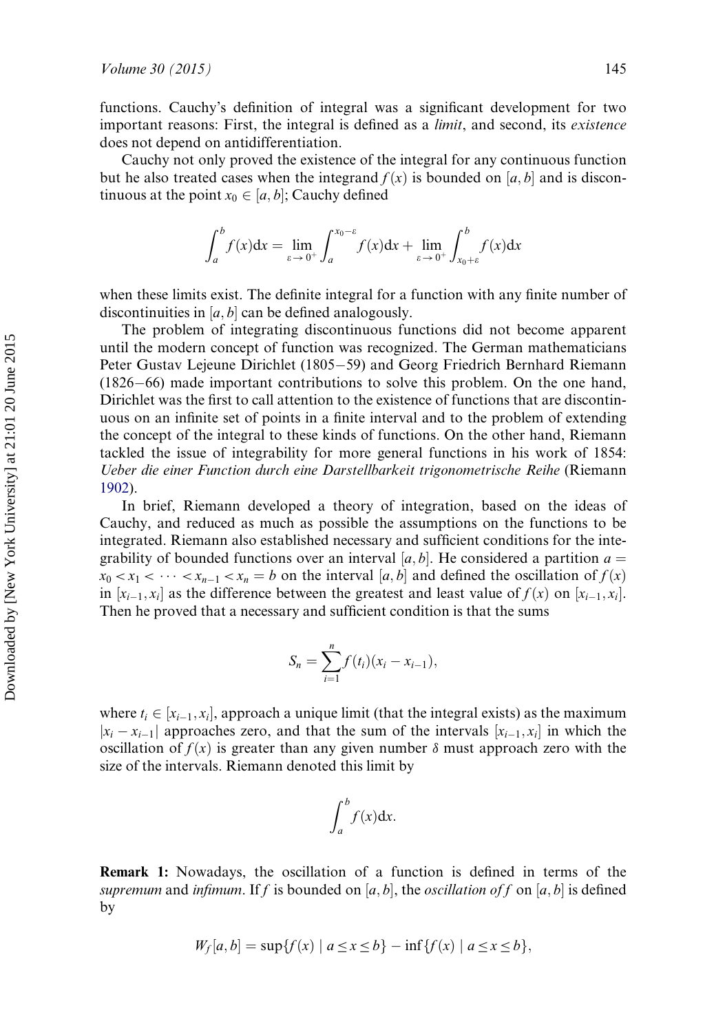functions. Cauchy's definition of integral was a significant development for two important reasons: First, the integral is defined as a *limit*, and second, its *existence* does not depend on antidifferentiation.

Cauchy not only proved the existence of the integral for any continuous function but he also treated cases when the integrand $f(x)$ is bounded on $[a, b]$ and is discontinuous at the point $x_0 \in [a, b]$; Cauchy defined

$$\int_a^b f(x)\mathrm{d}x = \lim_{\varepsilon \to 0^+} \int_a^{x_0 - \varepsilon} f(x)\mathrm{d}x + \lim_{\varepsilon \to 0^+} \int_{x_0 + \varepsilon}^b f(x)\mathrm{d}x$$

when these limits exist. The definite integral for a function with any finite number of discontinuities in $[a, b]$ can be defined analogously.

The problem of integrating discontinuous functions did not become apparent until the modern concept of function was recognized. The German mathematicians Peter Gustav Lejeune Dirichlet (1805–59) and Georg Friedrich Bernhard Riemann (1826–66) made important contributions to solve this problem. On the one hand, Dirichlet was the first to call attention to the existence of functions that are discontinuous on an infinite set of points in a finite interval and to the problem of extending the concept of the integral to these kinds of functions. On the other hand, Riemann tackled the issue of integrability for more general functions in his work of 1854: *Ueber die einer Function durch eine Darstellbarkeit trigonometrische Reihe* (Riemann 1902).

In brief, Riemann developed a theory of integration, based on the ideas of Cauchy, and reduced as much as possible the assumptions on the functions to be integrated. Riemann also established necessary and sufficient conditions for the integrability of bounded functions over an interval $[a, b]$. He considered a partition $a = x_0 < x_1 < \cdots < x_{n-1} < x_n = b$ on the interval $[a, b]$ and defined the oscillation of $f(x)$ in $[x_{i-1}, x_i]$ as the difference between the greatest and least value of $f(x)$ on $[x_{i-1}, x_i]$. Then he proved that a necessary and sufficient condition is that the sums

$$S_n = \sum_{i=1}^{n} f(t_i)(x_i - x_{i-1}),$$

where $t_i \in [x_{i-1}, x_i]$, approach a unique limit (that the integral exists) as the maximum $|x_i - x_{i-1}|$ approaches zero, and that the sum of the intervals $[x_{i-1}, x_i]$ in which the oscillation of $f(x)$ is greater than any given number $\delta$ must approach zero with the size of the intervals. Riemann denoted this limit by

$$\int_a^b f(x)\mathrm{d}x.$$

**Remark 1:** Nowadays, the oscillation of a function is defined in terms of the *supremum* and *infimum*. If $f$ is bounded on $[a, b]$, the *oscillation of* $f$ on $[a, b]$ is defined by

$$W_f[a, b] = \sup\{f(x) \mid a \leq x \leq b\} - \inf\{f(x) \mid a \leq x \leq b\},$$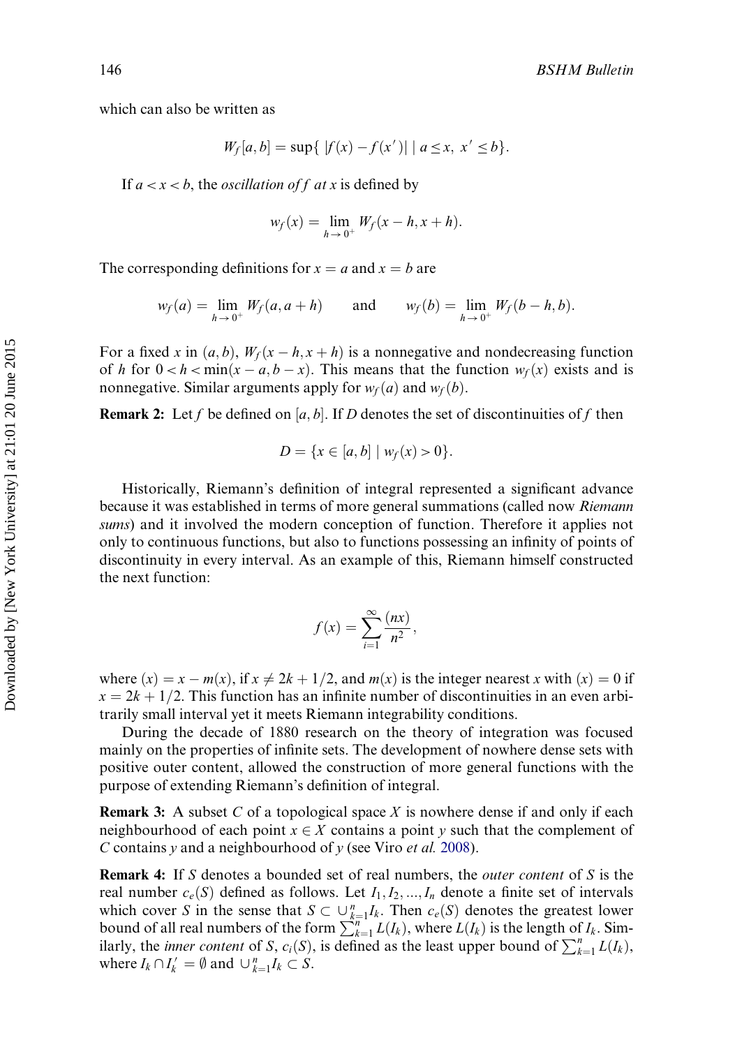which can also be written as

$$W_f[a,b] = \sup\{ \ |f(x) - f(x')| \mid a \leq x, \ x' \leq b\}.$$

If $a < x < b$, the *oscillation of f at x* is defined by

$$w_f(x) = \lim_{h \to 0^+} W_f(x-h, x+h).$$

The corresponding definitions for $x = a$ and $x = b$ are

$$w_f(a) = \lim_{h \to 0^+} W_f(a, a+h) \qquad \text{and} \qquad w_f(b) = \lim_{h \to 0^+} W_f(b-h, b).$$

For a fixed $x$ in $(a,b)$, $W_f(x-h, x+h)$ is a nonnegative and nondecreasing function of $h$ for $0 < h < \min(x-a, b-x)$. This means that the function $w_f(x)$ exists and is nonnegative. Similar arguments apply for $w_f(a)$ and $w_f(b)$.

**Remark 2:** Let $f$ be defined on $[a,b]$. If $D$ denotes the set of discontinuities of $f$ then

$$D = \{x \in [a,b] \mid w_f(x) > 0\}.$$

Historically, Riemann's definition of integral represented a significant advance because it was established in terms of more general summations (called now *Riemann sums*) and it involved the modern conception of function. Therefore it applies not only to continuous functions, but also to functions possessing an infinity of points of discontinuity in every interval. As an example of this, Riemann himself constructed the next function:

$$f(x) = \sum_{i=1}^{\infty} \frac{(nx)}{n^2},$$

where $(x) = x - m(x)$, if $x \neq 2k + 1/2$, and $m(x)$ is the integer nearest $x$ with $(x) = 0$ if $x = 2k + 1/2$. This function has an infinite number of discontinuities in an even arbitrarily small interval yet it meets Riemann integrability conditions.

During the decade of 1880 research on the theory of integration was focused mainly on the properties of infinite sets. The development of nowhere dense sets with positive outer content, allowed the construction of more general functions with the purpose of extending Riemann's definition of integral.

**Remark 3:** A subset $C$ of a topological space $X$ is nowhere dense if and only if each neighbourhood of each point $x \in X$ contains a point $y$ such that the complement of $C$ contains $y$ and a neighbourhood of $y$ (see Viro *et al.* 2008).

**Remark 4:** If $S$ denotes a bounded set of real numbers, the *outer content* of $S$ is the real number $c_e(S)$ defined as follows. Let $I_1, I_2, ..., I_n$ denote a finite set of intervals which cover $S$ in the sense that $S \subset \cup_{k=1}^{n} I_k$. Then $c_e(S)$ denotes the greatest lower bound of all real numbers of the form $\sum_{k=1}^{n} L(I_k)$, where $L(I_k)$ is the length of $I_k$. Similarly, the *inner content* of $S$, $c_i(S)$, is defined as the least upper bound of $\sum_{k=1}^{n} L(I_k)$, where $I_k \cap I_k' = \emptyset$ and $\cup_{k=1}^{n} I_k \subset S$.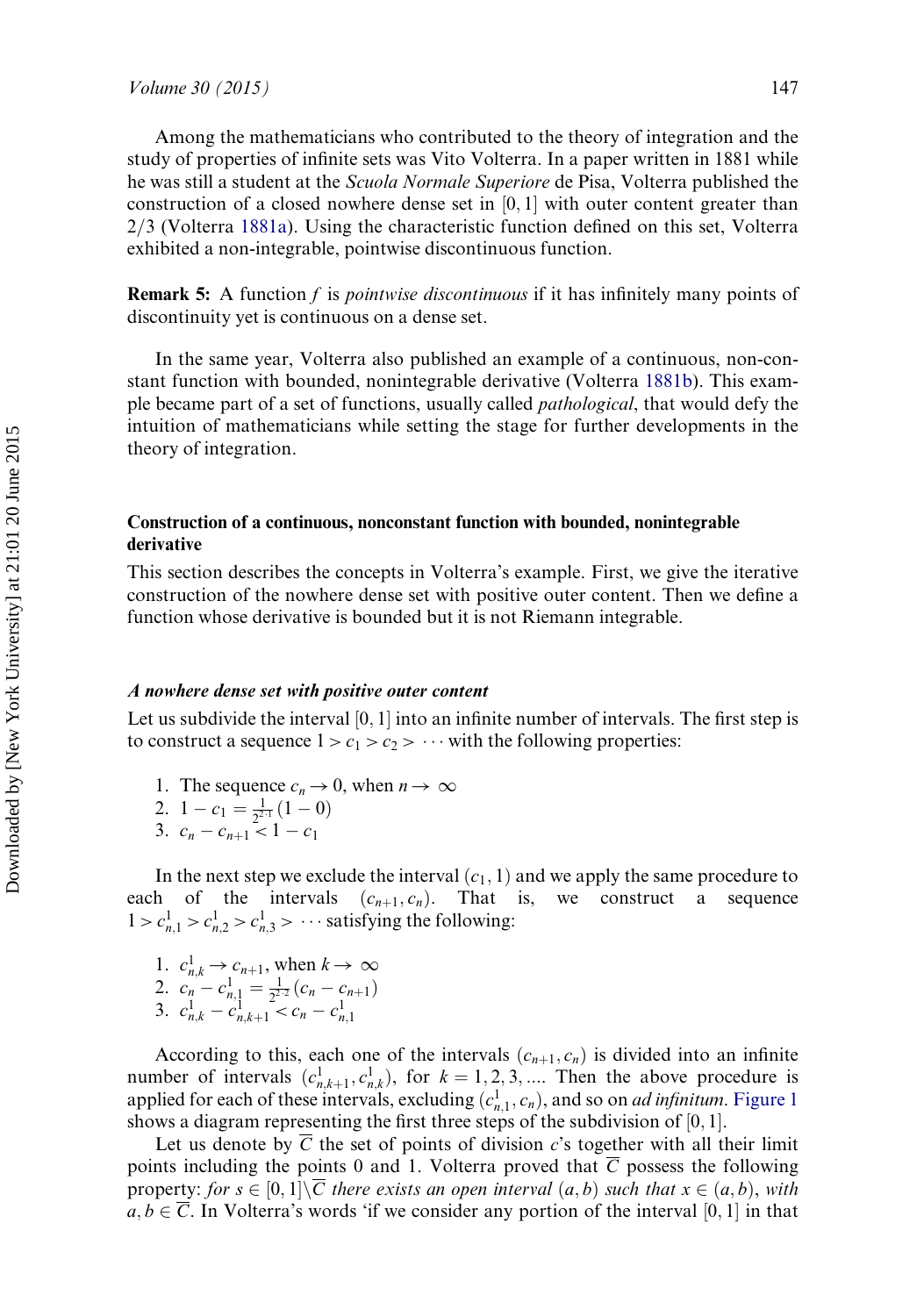Among the mathematicians who contributed to the theory of integration and the study of properties of infinite sets was Vito Volterra. In a paper written in 1881 while he was still a student at the *Scuola Normale Superiore* de Pisa, Volterra published the construction of a closed nowhere dense set in $[0, 1]$ with outer content greater than $2/3$ (Volterra 1881a). Using the characteristic function defined on this set, Volterra exhibited a non-integrable, pointwise discontinuous function.

**Remark 5:** A function $f$ is *pointwise discontinuous* if it has infinitely many points of discontinuity yet is continuous on a dense set.

In the same year, Volterra also published an example of a continuous, non-constant function with bounded, nonintegrable derivative (Volterra 1881b). This example became part of a set of functions, usually called *pathological*, that would defy the intuition of mathematicians while setting the stage for further developments in the theory of integration.

## Construction of a continuous, nonconstant function with bounded, nonintegrable derivative

This section describes the concepts in Volterra's example. First, we give the iterative construction of the nowhere dense set with positive outer content. Then we define a function whose derivative is bounded but it is not Riemann integrable.

### *A nowhere dense set with positive outer content*

Let us subdivide the interval $[0, 1]$ into an infinite number of intervals. The first step is to construct a sequence $1 > c_1 > c_2 > \cdots$ with the following properties:

1. The sequence $c_n \to 0$, when $n \to \infty$
2. $1 - c_1 = \frac{1}{2^{2 \cdot 1}}(1 - 0)$
3. $c_n - c_{n+1} < 1 - c_1$

In the next step we exclude the interval $(c_1, 1)$ and we apply the same procedure to each of the intervals $(c_{n+1}, c_n)$. That is, we construct a sequence $1 > c^1_{n,1} > c^1_{n,2} > c^1_{n,3} > \cdots$ satisfying the following:

1. $c^1_{n,k} \to c_{n+1}$, when $k \to \infty$
2. $c_n - c^1_{n,1} = \frac{1}{2^{2 \cdot 2}}(c_n - c_{n+1})$
3. $c^1_{n,k} - c^1_{n,k+1} < c_n - c^1_{n,1}$

According to this, each one of the intervals $(c_{n+1}, c_n)$ is divided into an infinite number of intervals $(c^1_{n,k+1}, c^1_{n,k})$, for $k = 1, 2, 3, \ldots$. Then the above procedure is applied for each of these intervals, excluding $(c^1_{n,1}, c_n)$, and so on *ad infinitum*. Figure 1 shows a diagram representing the first three steps of the subdivision of $[0, 1]$.

Let us denote by $\overline{C}$ the set of points of division $c$'s together with all their limit points including the points 0 and 1. Volterra proved that $\overline{C}$ possess the following property: *for* $s \in [0, 1] \backslash \overline{C}$ *there exists an open interval* $(a, b)$ *such that* $x \in (a, b)$, *with* $a, b \in \overline{C}$. In Volterra's words 'if we consider any portion of the interval $[0, 1]$ in that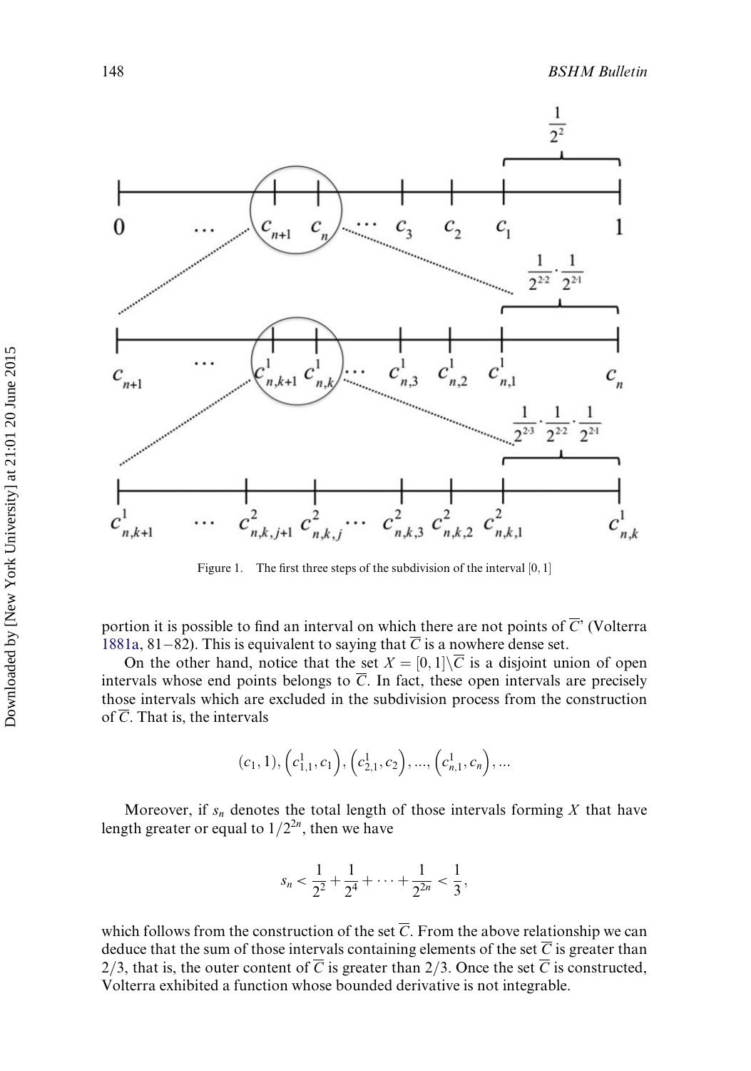Figure 1. The first three steps of the subdivision of the interval $[0, 1]$

portion it is possible to find an interval on which there are not points of $\overline{C}$' (Volterra 1881a, 81–82). This is equivalent to saying that $\overline{C}$ is a nowhere dense set.

On the other hand, notice that the set $X = [0,1]\backslash\overline{C}$ is a disjoint union of open intervals whose end points belongs to $\overline{C}$. In fact, these open intervals are precisely those intervals which are excluded in the subdivision process from the construction of $\overline{C}$. That is, the intervals

$$(c_1, 1), \left(c^1_{1,1}, c_1\right), \left(c^1_{2,1}, c_2\right), ..., \left(c^1_{n,1}, c_n\right), ...$$

Moreover, if $s_n$ denotes the total length of those intervals forming $X$ that have length greater or equal to $1/2^{2n}$, then we have

$$s_n < \frac{1}{2^2} + \frac{1}{2^4} + \cdots + \frac{1}{2^{2n}} < \frac{1}{3},$$

which follows from the construction of the set $\overline{C}$. From the above relationship we can deduce that the sum of those intervals containing elements of the set $\overline{C}$ is greater than $2/3$, that is, the outer content of $\overline{C}$ is greater than $2/3$. Once the set $\overline{C}$ is constructed, Volterra exhibited a function whose bounded derivative is not integrable.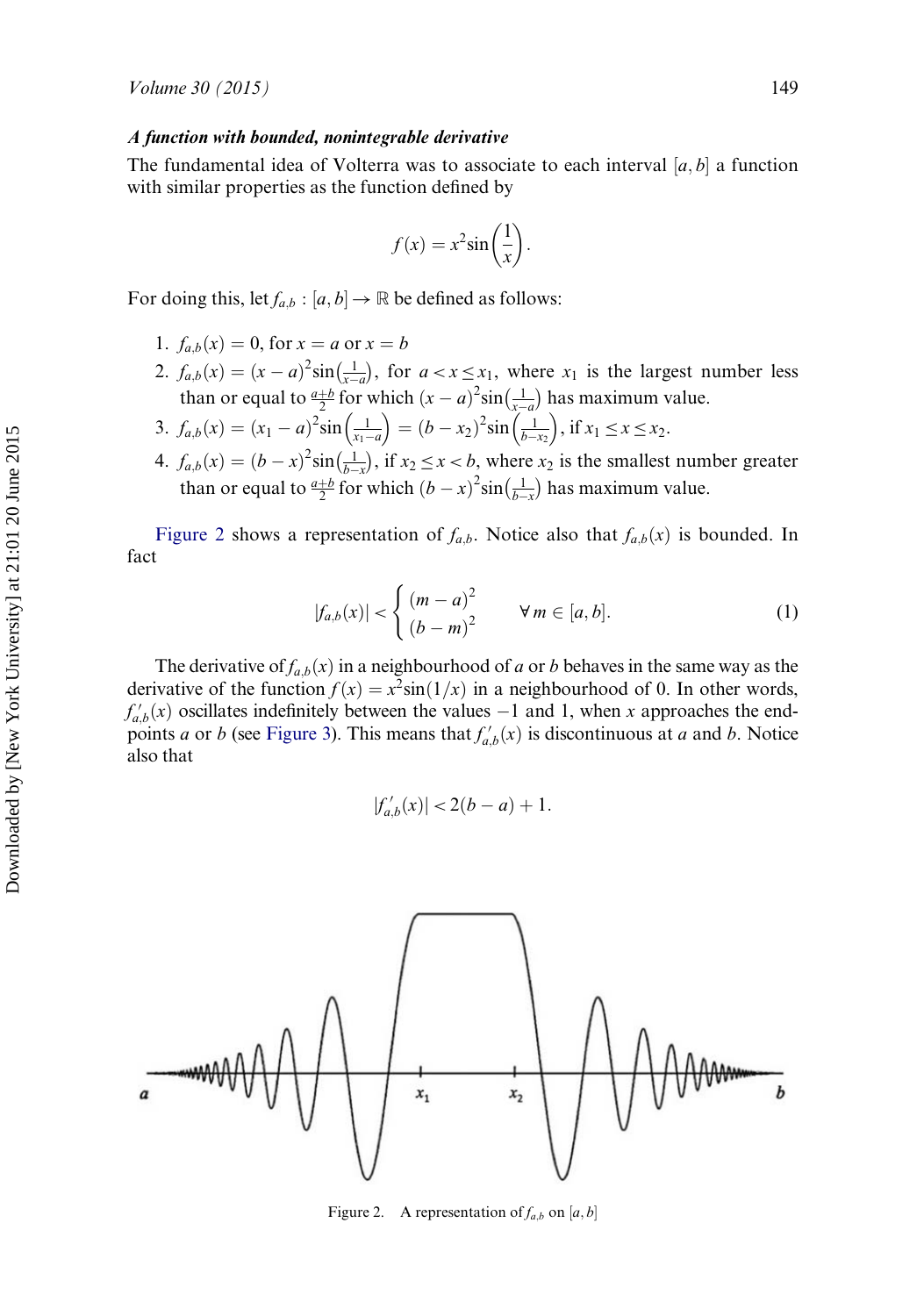### *A function with bounded, nonintegrable derivative*

The fundamental idea of Volterra was to associate to each interval $[a, b]$ a function with similar properties as the function defined by

$$f(x) = x^2 \sin\left(\frac{1}{x}\right).$$

For doing this, let $f_{a,b} : [a, b] \to \mathbb{R}$ be defined as follows:

1. $f_{a,b}(x) = 0$, for $x = a$ or $x = b$
2. $f_{a,b}(x) = (x-a)^2 \sin\left(\frac{1}{x-a}\right)$, for $a < x \leq x_1$, where $x_1$ is the largest number less than or equal to $\frac{a+b}{2}$ for which $(x-a)^2 \sin\left(\frac{1}{x-a}\right)$ has maximum value.
3. $f_{a,b}(x) = (x_1 - a)^2 \sin\left(\frac{1}{x_1 - a}\right) = (b - x_2)^2 \sin\left(\frac{1}{b - x_2}\right)$, if $x_1 \leq x \leq x_2$.
4. $f_{a,b}(x) = (b-x)^2 \sin\left(\frac{1}{b-x}\right)$, if $x_2 \leq x < b$, where $x_2$ is the smallest number greater than or equal to $\frac{a+b}{2}$ for which $(b-x)^2 \sin\left(\frac{1}{b-x}\right)$ has maximum value.

Figure 2 shows a representation of $f_{a,b}$. Notice also that $f_{a,b}(x)$ is bounded. In fact

$$|f_{a,b}(x)| < \begin{cases} (m-a)^2 \\ (b-m)^2 \end{cases} \qquad \forall\, m \in [a, b]. \tag{1}$$

The derivative of $f_{a,b}(x)$ in a neighbourhood of $a$ or $b$ behaves in the same way as the derivative of the function $f(x) = x^2 \sin(1/x)$ in a neighbourhood of 0. In other words, $f'_{a,b}(x)$ oscillates indefinitely between the values $-1$ and 1, when $x$ approaches the end-points $a$ or $b$ (see Figure 3). This means that $f'_{a,b}(x)$ is discontinuous at $a$ and $b$. Notice also that

$$|f'_{a,b}(x)| < 2(b-a) + 1.$$

Figure 2. A representation of $f_{a,b}$ on $[a, b]$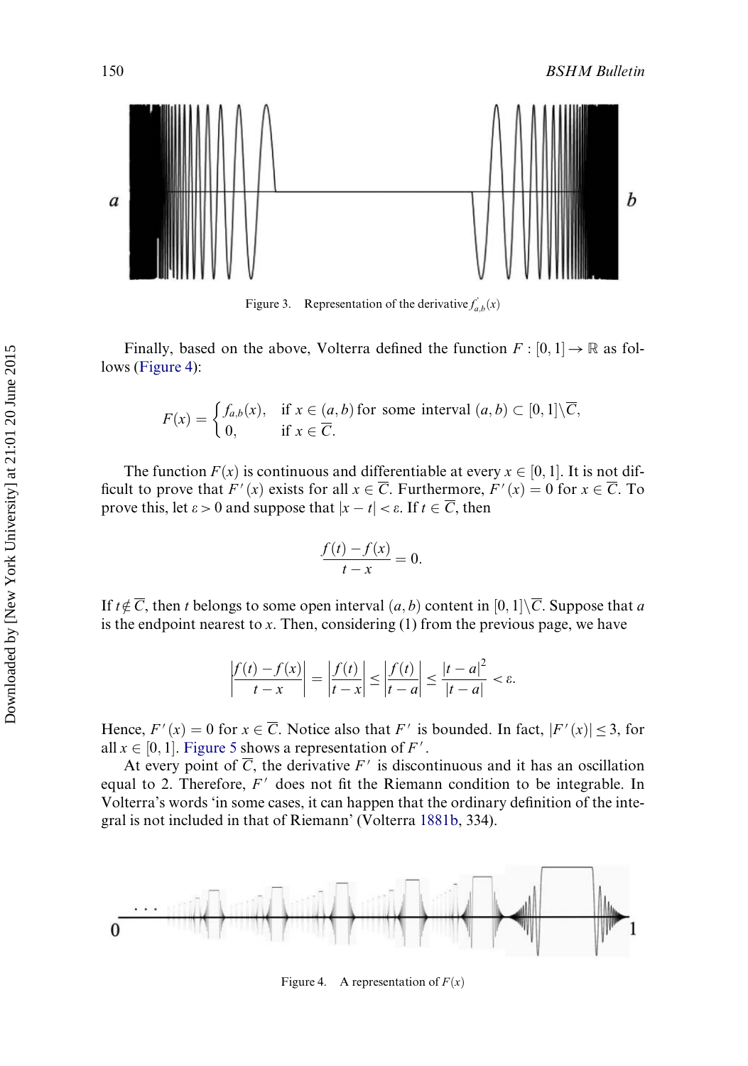Figure 3. Representation of the derivative $f'_{a,b}(x)$

Finally, based on the above, Volterra defined the function $F : [0, 1] \to \mathbb{R}$ as follows (Figure 4):

$$F(x) = \begin{cases} f_{a,b}(x), & \text{if } x \in (a, b) \text{ for some interval } (a, b) \subset [0, 1] \setminus \overline{C}, \\ 0, & \text{if } x \in \overline{C}. \end{cases}$$

The function $F(x)$ is continuous and differentiable at every $x \in [0, 1]$. It is not difficult to prove that $F'(x)$ exists for all $x \in \overline{C}$. Furthermore, $F'(x) = 0$ for $x \in \overline{C}$. To prove this, let $\varepsilon > 0$ and suppose that $|x - t| < \varepsilon$. If $t \in \overline{C}$, then

$$\frac{f(t) - f(x)}{t - x} = 0.$$

If $t \notin \overline{C}$, then $t$ belongs to some open interval $(a, b)$ content in $[0, 1] \setminus \overline{C}$. Suppose that $a$ is the endpoint nearest to $x$. Then, considering (1) from the previous page, we have

$$\left| \frac{f(t) - f(x)}{t - x} \right| = \left| \frac{f(t)}{t - x} \right| \leq \left| \frac{f(t)}{t - a} \right| \leq \frac{|t - a|^2}{|t - a|} < \varepsilon.$$

Hence, $F'(x) = 0$ for $x \in \overline{C}$. Notice also that $F'$ is bounded. In fact, $|F'(x)| \leq 3$, for all $x \in [0, 1]$. Figure 5 shows a representation of $F'$.

At every point of $\overline{C}$, the derivative $F'$ is discontinuous and it has an oscillation equal to 2. Therefore, $F'$ does not fit the Riemann condition to be integrable. In Volterra's words 'in some cases, it can happen that the ordinary definition of the integral is not included in that of Riemann' (Volterra 1881b, 334).

Figure 4. A representation of $F(x)$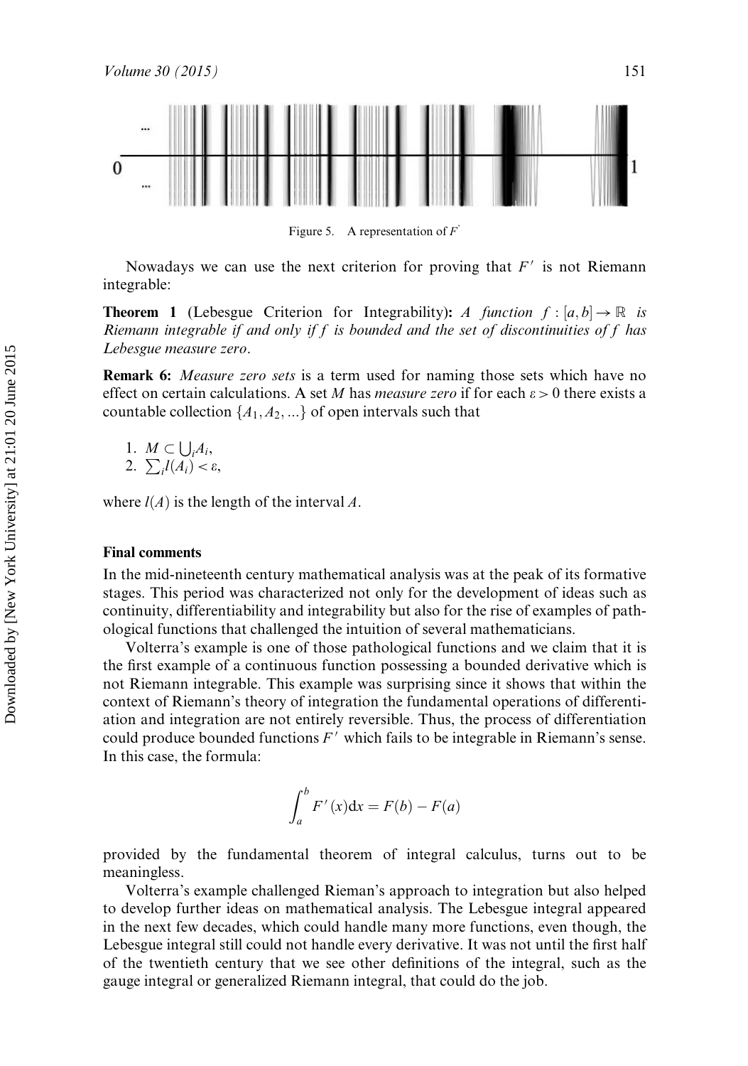Figure 5. A representation of $F'$

Nowadays we can use the next criterion for proving that $F'$ is not Riemann integrable:

**Theorem 1** (Lebesgue Criterion for Integrability)**:** *A function $f : [a, b] \to \mathbb{R}$ is Riemann integrable if and only if f is bounded and the set of discontinuities of f has Lebesgue measure zero*.

**Remark 6:** *Measure zero sets* is a term used for naming those sets which have no effect on certain calculations. A set $M$ has *measure zero* if for each $\varepsilon > 0$ there exists a countable collection $\{A_1, A_2, ...\}$ of open intervals such that

1. $M \subset \bigcup_i A_i$,
2. $\sum_i l(A_i) < \varepsilon$,

where $l(A)$ is the length of the interval $A$.

### Final comments

In the mid-nineteenth century mathematical analysis was at the peak of its formative stages. This period was characterized not only for the development of ideas such as continuity, differentiability and integrability but also for the rise of examples of pathological functions that challenged the intuition of several mathematicians.

Volterra's example is one of those pathological functions and we claim that it is the first example of a continuous function possessing a bounded derivative which is not Riemann integrable. This example was surprising since it shows that within the context of Riemann's theory of integration the fundamental operations of differentiation and integration are not entirely reversible. Thus, the process of differentiation could produce bounded functions $F'$ which fails to be integrable in Riemann's sense. In this case, the formula:

$$\int_a^b F'(x)\mathrm{d}x = F(b) - F(a)$$

provided by the fundamental theorem of integral calculus, turns out to be meaningless.

Volterra's example challenged Rieman's approach to integration but also helped to develop further ideas on mathematical analysis. The Lebesgue integral appeared in the next few decades, which could handle many more functions, even though, the Lebesgue integral still could not handle every derivative. It was not until the first half of the twentieth century that we see other definitions of the integral, such as the gauge integral or generalized Riemann integral, that could do the job.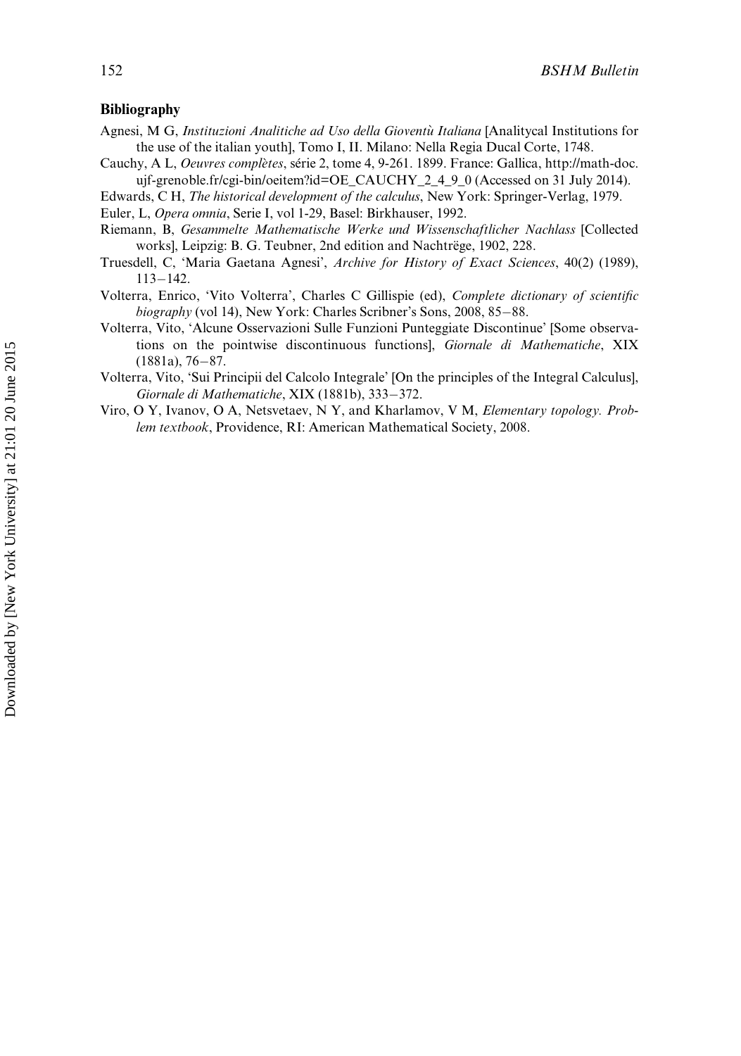## Bibliography

Agnesi, M G, *Instituzioni Analitiche ad Uso della Gioventù Italiana* [Analitycal Institutions for the use of the italian youth], Tomo I, II. Milano: Nella Regia Ducal Corte, 1748.

Cauchy, A L, *Oeuvres complètes*, série 2, tome 4, 9-261. 1899. France: Gallica, http://math-doc.ujf-grenoble.fr/cgi-bin/oeitem?id=OE_CAUCHY_2_4_9_0 (Accessed on 31 July 2014).

Edwards, C H, *The historical development of the calculus*, New York: Springer-Verlag, 1979.

Euler, L, *Opera omnia*, Serie I, vol 1-29, Basel: Birkhauser, 1992.

Riemann, B, *Gesammelte Mathematische Werke und Wissenschaftlicher Nachlass* [Collected works], Leipzig: B. G. Teubner, 2nd edition and Nachtrëge, 1902, 228.

Truesdell, C, 'Maria Gaetana Agnesi', *Archive for History of Exact Sciences*, 40(2) (1989), 113–142.

Volterra, Enrico, 'Vito Volterra', Charles C Gillispie (ed), *Complete dictionary of scientific biography* (vol 14), New York: Charles Scribner's Sons, 2008, 85–88.

Volterra, Vito, 'Alcune Osservazioni Sulle Funzioni Punteggiate Discontinue' [Some observations on the pointwise discontinuous functions], *Giornale di Mathematiche*, XIX (1881a), 76–87.

Volterra, Vito, 'Sui Principii del Calcolo Integrale' [On the principles of the Integral Calculus], *Giornale di Mathematiche*, XIX (1881b), 333–372.

Viro, O Y, Ivanov, O A, Netsvetaev, N Y, and Kharlamov, V M, *Elementary topology. Problem textbook*, Providence, RI: American Mathematical Society, 2008.